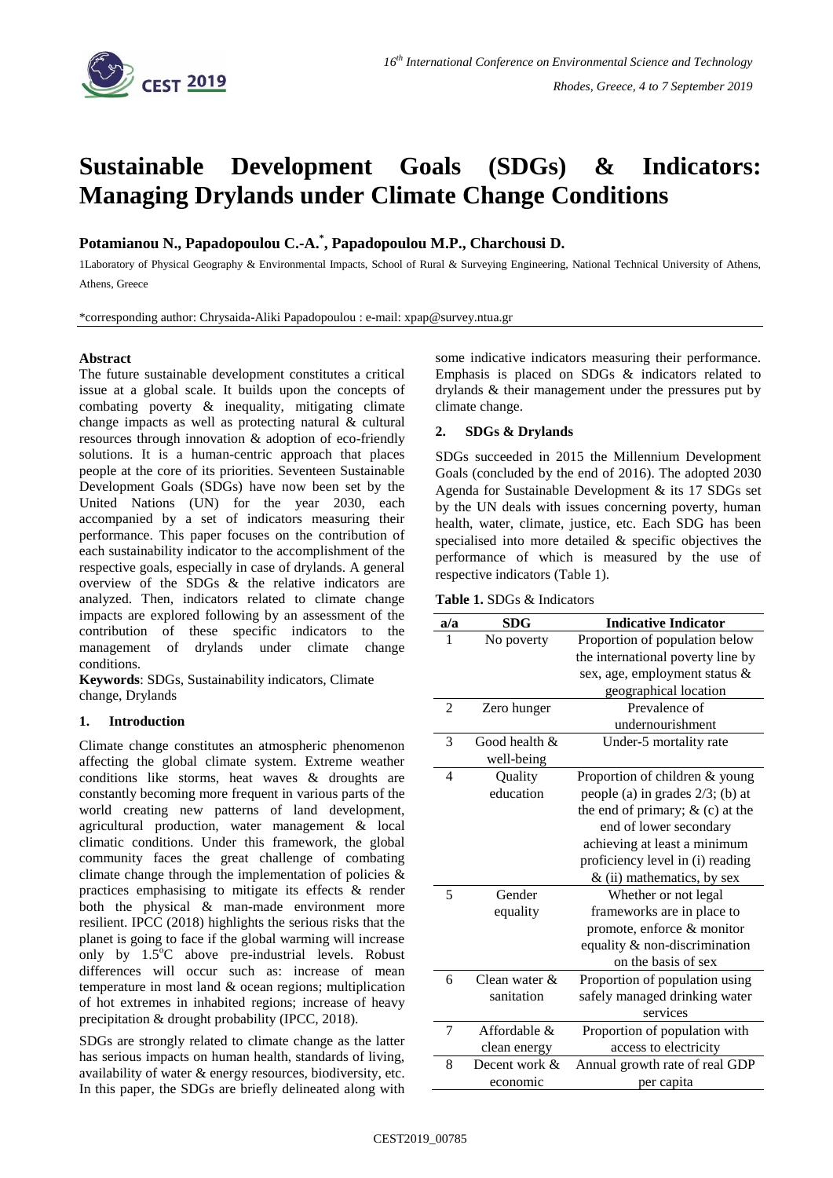# Sustainable Development Goals (SDGs) & Indicators: Managing Drylands under Climate Change Conditions

**Potamianou N., Papadopoulou C.-A.*, Papadopoulou M.P., Charchousi D.**

1Laboratory of Physical Geography & Environmental Impacts, School of Rural & Surveying Engineering, National Technical University of Athens, Athens, Greece

*corresponding author: Chrysaida-Aliki Papadopoulou : e-mail: xpap@survey.ntua.gr

**Abstract**

The future sustainable development constitutes a critical issue at a global scale. It builds upon the concepts of combating poverty & inequality, mitigating climate change impacts as well as protecting natural & cultural resources through innovation & adoption of eco-friendly solutions. It is a human-centric approach that places people at the core of its priorities. Seventeen Sustainable Development Goals (SDGs) have now been set by the United Nations (UN) for the year 2030, each accompanied by a set of indicators measuring their performance. This paper focuses on the contribution of each sustainability indicator to the accomplishment of the respective goals, especially in case of drylands. A general overview of the SDGs & the relative indicators are analyzed. Then, indicators related to climate change impacts are explored following by an assessment of the contribution of these specific indicators to the management of drylands under climate change conditions.

**Keywords**: SDGs, Sustainability indicators, Climate change, Drylands

## 1. Introduction

Climate change constitutes an atmospheric phenomenon affecting the global climate system. Extreme weather conditions like storms, heat waves & droughts are constantly becoming more frequent in various parts of the world creating new patterns of land development, agricultural production, water management & local climatic conditions. Under this framework, the global community faces the great challenge of combating climate change through the implementation of policies & practices emphasising to mitigate its effects & render both the physical & man-made environment more resilient. IPCC (2018) highlights the serious risks that the planet is going to face if the global warming will increase only by 1.5$^{o}$C above pre-industrial levels. Robust differences will occur such as: increase of mean temperature in most land & ocean regions; multiplication of hot extremes in inhabited regions; increase of heavy precipitation & drought probability (IPCC, 2018).

SDGs are strongly related to climate change as the latter has serious impacts on human health, standards of living, availability of water & energy resources, biodiversity, etc. In this paper, the SDGs are briefly delineated along with some indicative indicators measuring their performance. Emphasis is placed on SDGs & indicators related to drylands & their management under the pressures put by climate change.

## 2. SDGs & Drylands

SDGs succeeded in 2015 the Millennium Development Goals (concluded by the end of 2016). The adopted 2030 Agenda for Sustainable Development & its 17 SDGs set by the UN deals with issues concerning poverty, human health, water, climate, justice, etc. Each SDG has been specialised into more detailed & specific objectives the performance of which is measured by the use of respective indicators (Table 1).

**Table 1.** SDGs & Indicators

| a/a | SDG | Indicative Indicator |
|---|---|---|
| 1 | No poverty | Proportion of population below the international poverty line by sex, age, employment status & geographical location |
| 2 | Zero hunger | Prevalence of undernourishment |
| 3 | Good health & well-being | Under-5 mortality rate |
| 4 | Quality education | Proportion of children & young people (a) in grades 2/3; (b) at the end of primary; & (c) at the end of lower secondary achieving at least a minimum proficiency level in (i) reading & (ii) mathematics, by sex |
| 5 | Gender equality | Whether or not legal frameworks are in place to promote, enforce & monitor equality & non-discrimination on the basis of sex |
| 6 | Clean water & sanitation | Proportion of population using safely managed drinking water services |
| 7 | Affordable & clean energy | Proportion of population with access to electricity |
| 8 | Decent work & economic | Annual growth rate of real GDP per capita |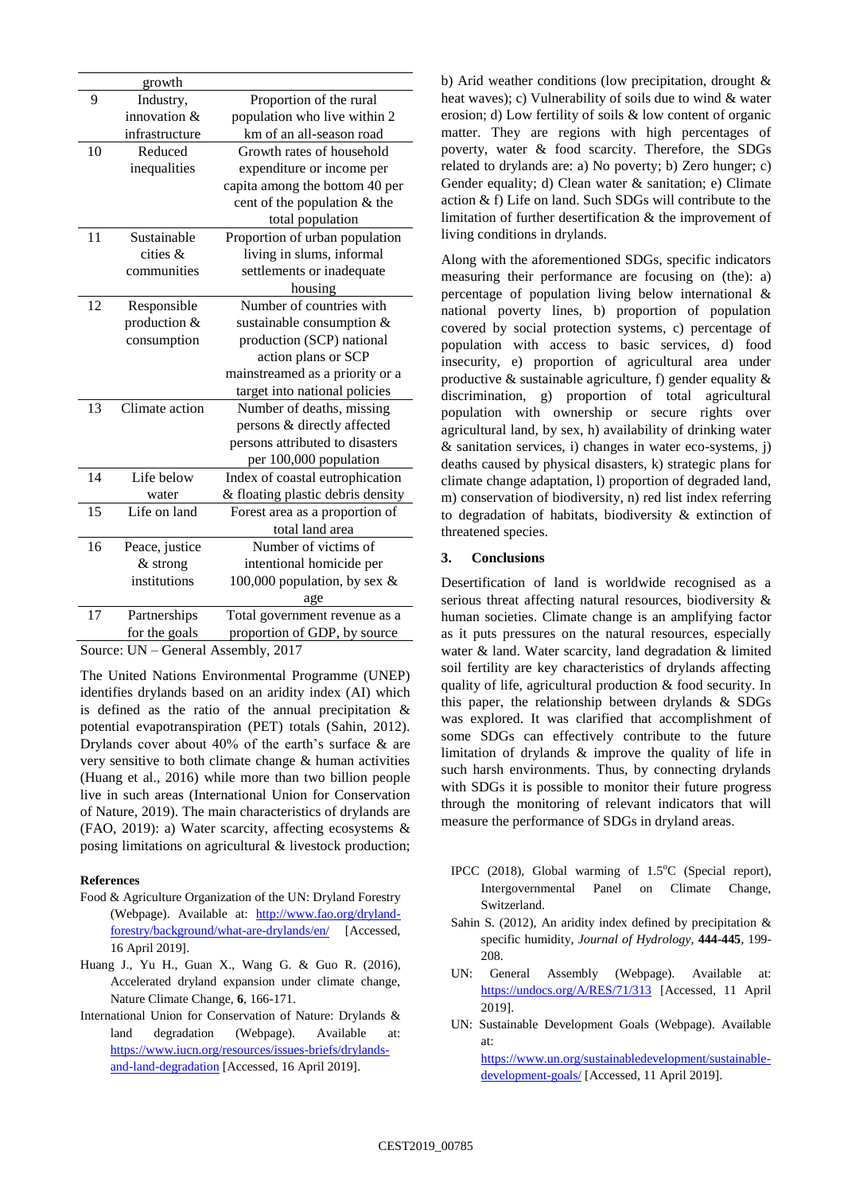| | | |
|---|---|---|
| | growth | |
| 9 | Industry, innovation & infrastructure | Proportion of the rural population who live within 2 km of an all-season road |
| 10 | Reduced inequalities | Growth rates of household expenditure or income per capita among the bottom 40 per cent of the population & the total population |
| 11 | Sustainable cities & communities | Proportion of urban population living in slums, informal settlements or inadequate housing |
| 12 | Responsible production & consumption | Number of countries with sustainable consumption & production (SCP) national action plans or SCP mainstreamed as a priority or a target into national policies |
| 13 | Climate action | Number of deaths, missing persons & directly affected persons attributed to disasters per 100,000 population |
| 14 | Life below water | Index of coastal eutrophication & floating plastic debris density |
| 15 | Life on land | Forest area as a proportion of total land area |
| 16 | Peace, justice & strong institutions | Number of victims of intentional homicide per 100,000 population, by sex & age |
| 17 | Partnerships for the goals | Total government revenue as a proportion of GDP, by source |

Source: UN – General Assembly, 2017

The United Nations Environmental Programme (UNEP) identifies drylands based on an aridity index (AI) which is defined as the ratio of the annual precipitation & potential evapotranspiration (PET) totals (Sahin, 2012). Drylands cover about 40% of the earth's surface & are very sensitive to both climate change & human activities (Huang et al., 2016) while more than two billion people live in such areas (International Union for Conservation of Nature, 2019). The main characteristics of drylands are (FAO, 2019): a) Water scarcity, affecting ecosystems & posing limitations on agricultural & livestock production; b) Arid weather conditions (low precipitation, drought & heat waves); c) Vulnerability of soils due to wind & water erosion; d) Low fertility of soils & low content of organic matter. They are regions with high percentages of poverty, water & food scarcity. Therefore, the SDGs related to drylands are: a) No poverty; b) Zero hunger; c) Gender equality; d) Clean water & sanitation; e) Climate action & f) Life on land. Such SDGs will contribute to the limitation of further desertification & the improvement of living conditions in drylands.

Along with the aforementioned SDGs, specific indicators measuring their performance are focusing on (the): a) percentage of population living below international & national poverty lines, b) proportion of population covered by social protection systems, c) percentage of population with access to basic services, d) food insecurity, e) proportion of agricultural area under productive & sustainable agriculture, f) gender equality & discrimination, g) proportion of total agricultural population with ownership or secure rights over agricultural land, by sex, h) availability of drinking water & sanitation services, i) changes in water eco-systems, j) deaths caused by physical disasters, k) strategic plans for climate change adaptation, l) proportion of degraded land, m) conservation of biodiversity, n) red list index referring to degradation of habitats, biodiversity & extinction of threatened species.

## 3. Conclusions

Desertification of land is worldwide recognised as a serious threat affecting natural resources, biodiversity & human societies. Climate change is an amplifying factor as it puts pressures on the natural resources, especially water & land. Water scarcity, land degradation & limited soil fertility are key characteristics of drylands affecting quality of life, agricultural production & food security. In this paper, the relationship between drylands & SDGs was explored. It was clarified that accomplishment of some SDGs can effectively contribute to the future limitation of drylands & improve the quality of life in such harsh environments. Thus, by connecting drylands with SDGs it is possible to monitor their future progress through the monitoring of relevant indicators that will measure the performance of SDGs in dryland areas.

### References

Food & Agriculture Organization of the UN: Dryland Forestry (Webpage). Available at: http://www.fao.org/dryland-forestry/background/what-are-drylands/en/ [Accessed, 16 April 2019].

Huang J., Yu H., Guan X., Wang G. & Guo R. (2016), Accelerated dryland expansion under climate change, Nature Climate Change, **6**, 166-171.

International Union for Conservation of Nature: Drylands & land degradation (Webpage). Available at: https://www.iucn.org/resources/issues-briefs/drylands-and-land-degradation [Accessed, 16 April 2019].

IPCC (2018), Global warming of 1.5°C (Special report), Intergovernmental Panel on Climate Change, Switzerland.

Sahin S. (2012), An aridity index defined by precipitation & specific humidity, *Journal of Hydrology*, **444-445**, 199-208.

UN: General Assembly (Webpage). Available at: https://undocs.org/A/RES/71/313 [Accessed, 11 April 2019].

UN: Sustainable Development Goals (Webpage). Available at: https://www.un.org/sustainabledevelopment/sustainable-development-goals/ [Accessed, 11 April 2019].